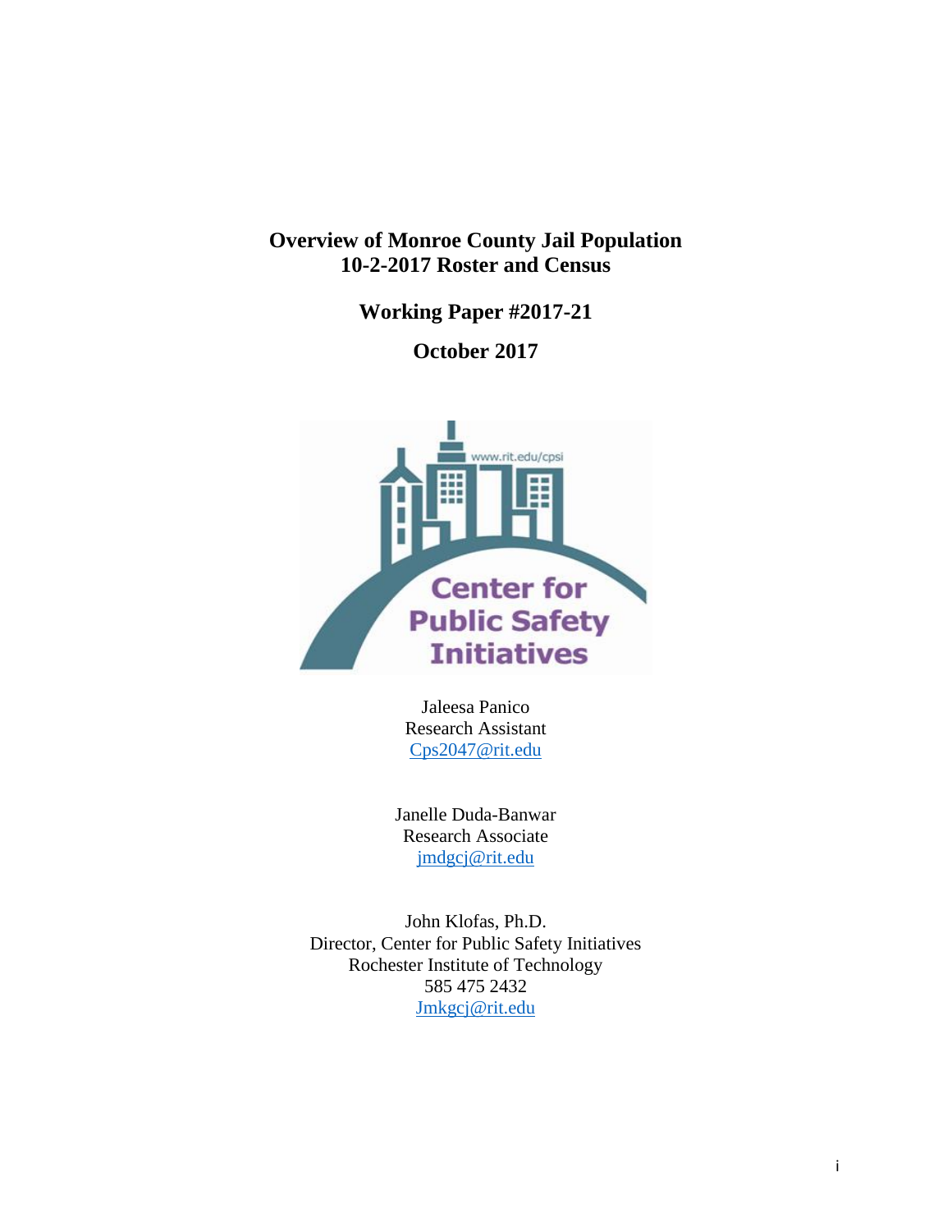# Overview of Monroe County Jail Population
# 10-2-2017 Roster and Census

## Working Paper #2017-21

## October 2017

Jaleesa Panico
Research Assistant
Cps2047@rit.edu

Janelle Duda-Banwar
Research Associate
jmdgcj@rit.edu

John Klofas, Ph.D.
Director, Center for Public Safety Initiatives
Rochester Institute of Technology
585 475 2432
Jmkgcj@rit.edu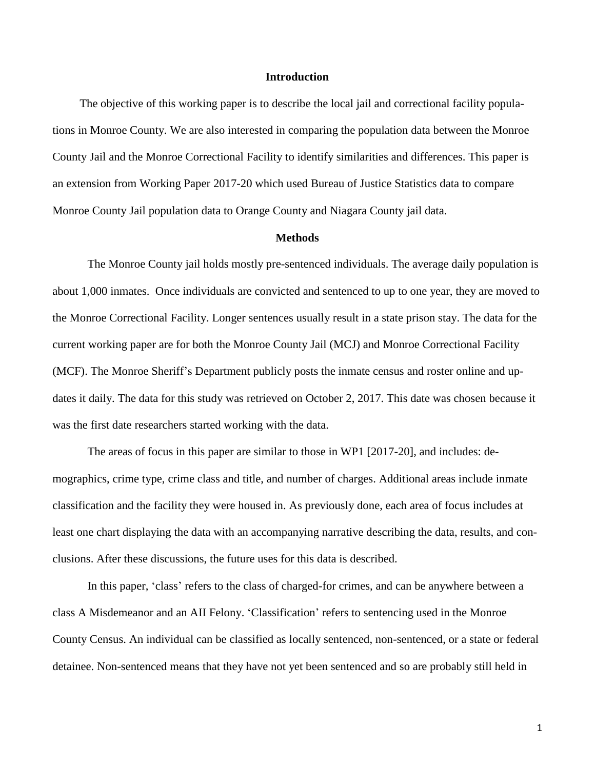## Introduction

The objective of this working paper is to describe the local jail and correctional facility populations in Monroe County. We are also interested in comparing the population data between the Monroe County Jail and the Monroe Correctional Facility to identify similarities and differences. This paper is an extension from Working Paper 2017-20 which used Bureau of Justice Statistics data to compare Monroe County Jail population data to Orange County and Niagara County jail data.

## Methods

The Monroe County jail holds mostly pre-sentenced individuals. The average daily population is about 1,000 inmates. Once individuals are convicted and sentenced to up to one year, they are moved to the Monroe Correctional Facility. Longer sentences usually result in a state prison stay. The data for the current working paper are for both the Monroe County Jail (MCJ) and Monroe Correctional Facility (MCF). The Monroe Sheriff's Department publicly posts the inmate census and roster online and updates it daily. The data for this study was retrieved on October 2, 2017. This date was chosen because it was the first date researchers started working with the data.

The areas of focus in this paper are similar to those in WP1 [2017-20], and includes: demographics, crime type, crime class and title, and number of charges. Additional areas include inmate classification and the facility they were housed in. As previously done, each area of focus includes at least one chart displaying the data with an accompanying narrative describing the data, results, and conclusions. After these discussions, the future uses for this data is described.

In this paper, 'class' refers to the class of charged-for crimes, and can be anywhere between a class A Misdemeanor and an AII Felony. 'Classification' refers to sentencing used in the Monroe County Census. An individual can be classified as locally sentenced, non-sentenced, or a state or federal detainee. Non-sentenced means that they have not yet been sentenced and so are probably still held in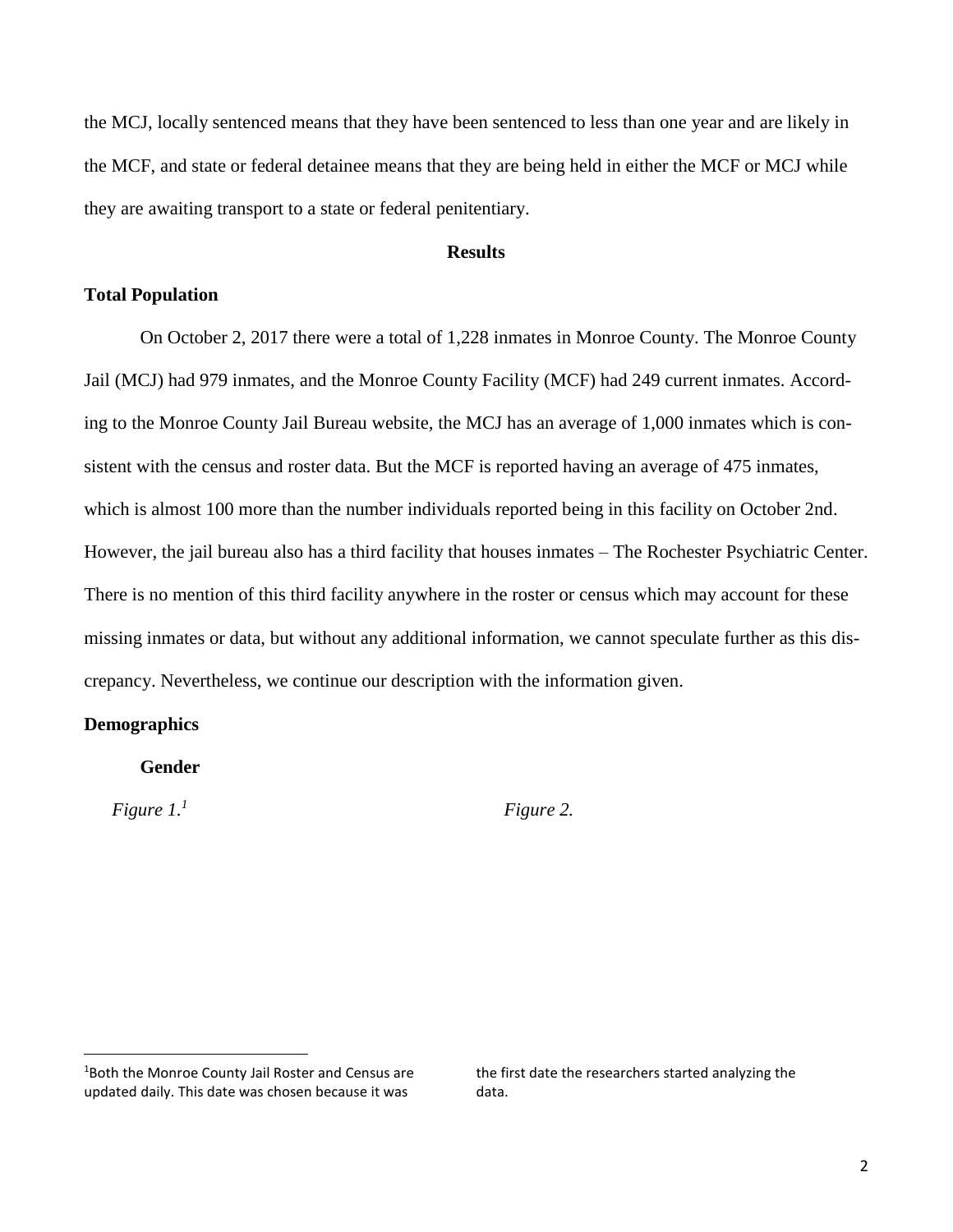the MCJ, locally sentenced means that they have been sentenced to less than one year and are likely in the MCF, and state or federal detainee means that they are being held in either the MCF or MCJ while they are awaiting transport to a state or federal penitentiary.

## Results

### Total Population

On October 2, 2017 there were a total of 1,228 inmates in Monroe County. The Monroe County Jail (MCJ) had 979 inmates, and the Monroe County Facility (MCF) had 249 current inmates. According to the Monroe County Jail Bureau website, the MCJ has an average of 1,000 inmates which is consistent with the census and roster data. But the MCF is reported having an average of 475 inmates, which is almost 100 more than the number individuals reported being in this facility on October 2nd. However, the jail bureau also has a third facility that houses inmates – The Rochester Psychiatric Center. There is no mention of this third facility anywhere in the roster or census which may account for these missing inmates or data, but without any additional information, we cannot speculate further as this discrepancy. Nevertheless, we continue our description with the information given.

### Demographics

#### Gender

*Figure 1.*[1]

*Figure 2.*

[1]Both the Monroe County Jail Roster and Census are updated daily. This date was chosen because it was the first date the researchers started analyzing the data.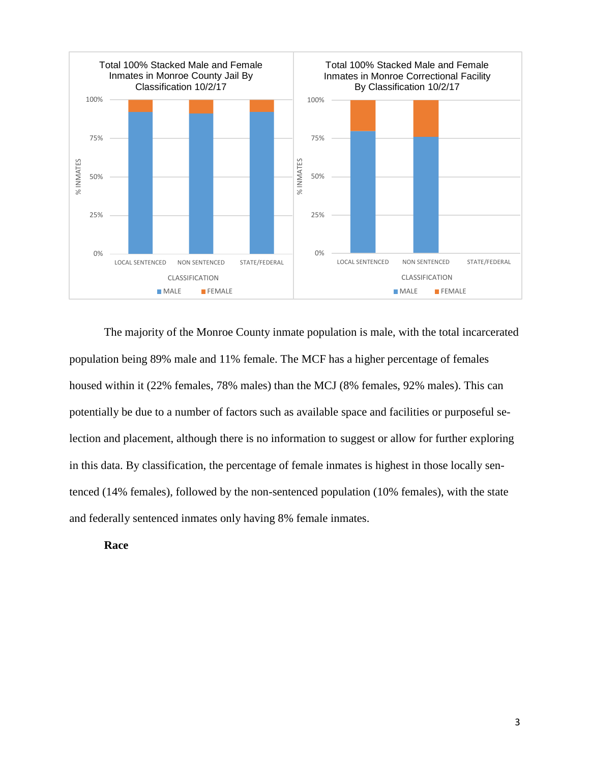Total 100% Stacked Male and Female Inmates in Monroe County Jail By Classification 10/2/17

Total 100% Stacked Male and Female Inmates in Monroe Correctional Facility By Classification 10/2/17

The majority of the Monroe County inmate population is male, with the total incarcerated population being 89% male and 11% female. The MCF has a higher percentage of females housed within it (22% females, 78% males) than the MCJ (8% females, 92% males). This can potentially be due to a number of factors such as available space and facilities or purposeful selection and placement, although there is no information to suggest or allow for further exploring in this data. By classification, the percentage of female inmates is highest in those locally sentenced (14% females), followed by the non-sentenced population (10% females), with the state and federally sentenced inmates only having 8% female inmates.

**Race**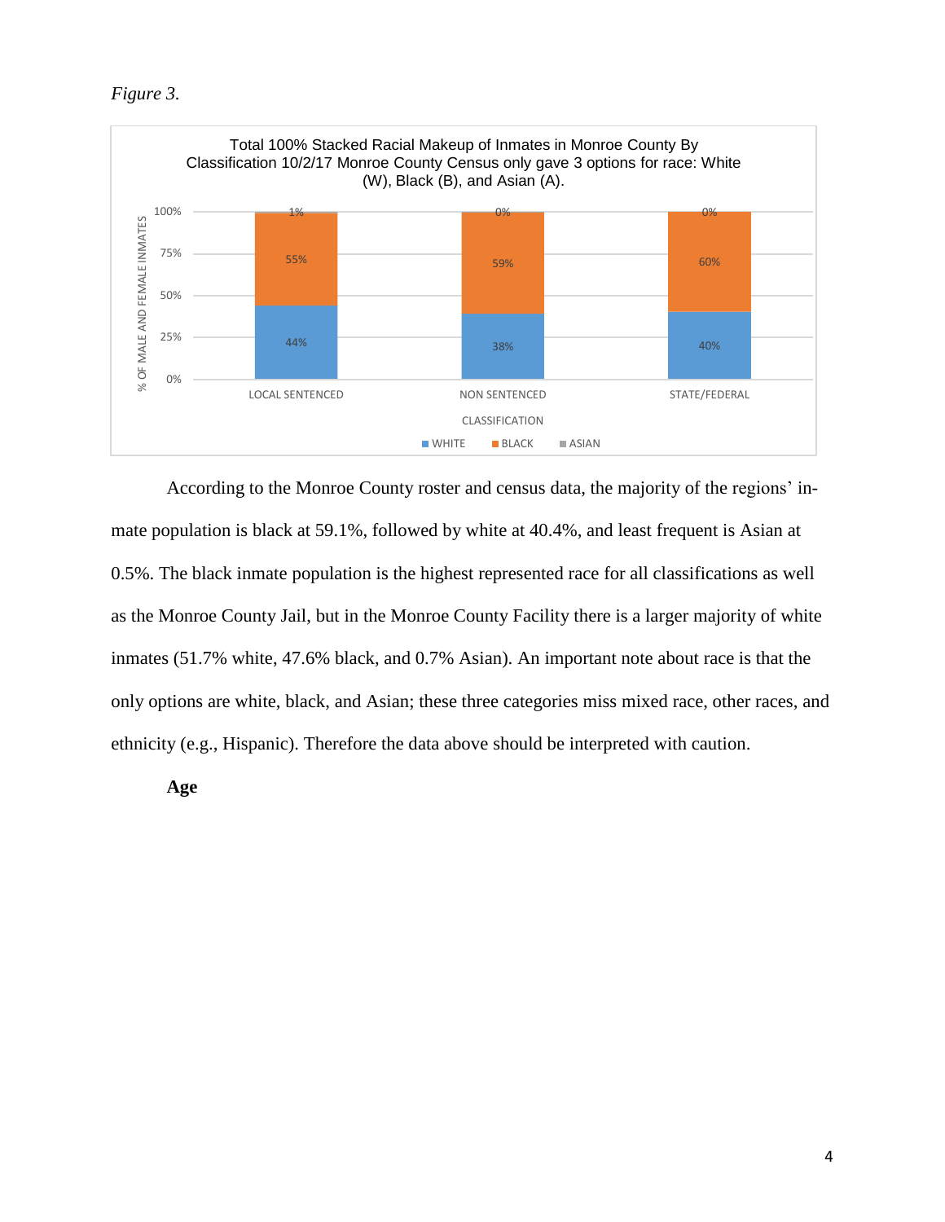*Figure 3.*

Total 100% Stacked Racial Makeup of Inmates in Monroe County By Classification 10/2/17 Monroe County Census only gave 3 options for race: White (W), Black (B), and Asian (A).

| CLASSIFICATION | WHITE | BLACK | ASIAN |
| --- | --- | --- | --- |
| LOCAL SENTENCED | 44% | 55% | 1% |
| NON SENTENCED | 38% | 59% | 0% |
| STATE/FEDERAL | 40% | 60% | 0% |

According to the Monroe County roster and census data, the majority of the regions' inmate population is black at 59.1%, followed by white at 40.4%, and least frequent is Asian at 0.5%. The black inmate population is the highest represented race for all classifications as well as the Monroe County Jail, but in the Monroe County Facility there is a larger majority of white inmates (51.7% white, 47.6% black, and 0.7% Asian). An important note about race is that the only options are white, black, and Asian; these three categories miss mixed race, other races, and ethnicity (e.g., Hispanic). Therefore the data above should be interpreted with caution.

**Age**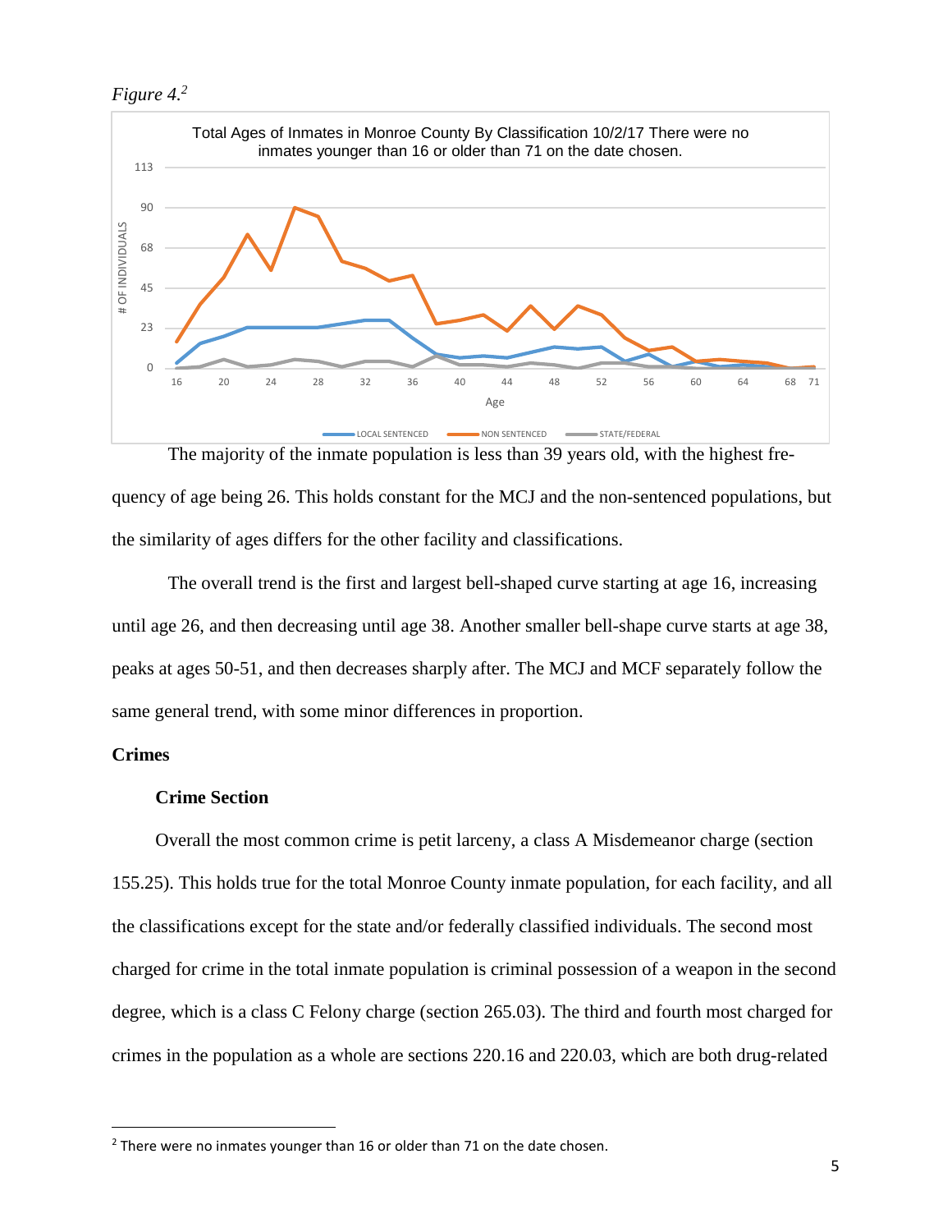*Figure 4.*[2]

Total Ages of Inmates in Monroe County By Classification 10/2/17 There were no inmates younger than 16 or older than 71 on the date chosen.

The majority of the inmate population is less than 39 years old, with the highest frequency of age being 26. This holds constant for the MCJ and the non-sentenced populations, but the similarity of ages differs for the other facility and classifications.

The overall trend is the first and largest bell-shaped curve starting at age 16, increasing until age 26, and then decreasing until age 38. Another smaller bell-shape curve starts at age 38, peaks at ages 50-51, and then decreases sharply after. The MCJ and MCF separately follow the same general trend, with some minor differences in proportion.

## Crimes

### Crime Section

Overall the most common crime is petit larceny, a class A Misdemeanor charge (section 155.25). This holds true for the total Monroe County inmate population, for each facility, and all the classifications except for the state and/or federally classified individuals. The second most charged for crime in the total inmate population is criminal possession of a weapon in the second degree, which is a class C Felony charge (section 265.03). The third and fourth most charged for crimes in the population as a whole are sections 220.16 and 220.03, which are both drug-related

[2] There were no inmates younger than 16 or older than 71 on the date chosen.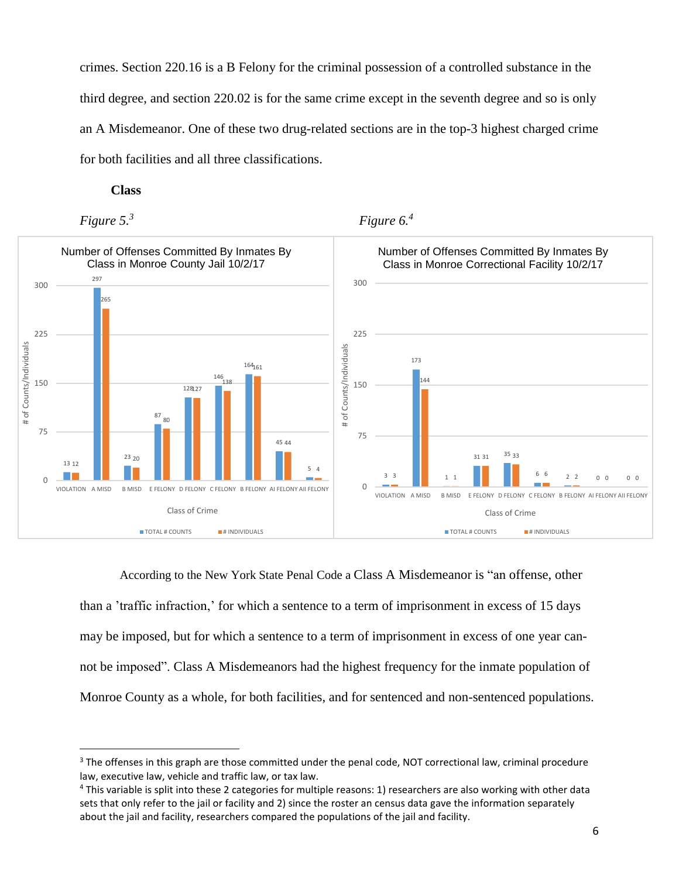crimes. Section 220.16 is a B Felony for the criminal possession of a controlled substance in the third degree, and section 220.02 is for the same crime except in the seventh degree and so is only an A Misdemeanor. One of these two drug-related sections are in the top-3 highest charged crime for both facilities and all three classifications.

**Class**

*Figure 5.*[3]

**Number of Offenses Committed By Inmates By Class in Monroe County Jail 10/2/17**

| Class of Crime | TOTAL # COUNTS | # INDIVIDUALS |
|---|---|---|
| VIOLATION | 13 | 12 |
| A MISD | 297 | 265 |
| B MISD | 23 | 20 |
| E FELONY | 87 | 80 |
| D FELONY | 128 | 127 |
| C FELONY | 146 | 138 |
| B FELONY | 164 | 161 |
| AI FELONY | 45 | 44 |
| AII FELONY | 5 | 4 |

*Figure 6.*[4]

**Number of Offenses Committed By Inmates By Class in Monroe Correctional Facility 10/2/17**

| Class of Crime | TOTAL # COUNTS | # INDIVIDUALS |
|---|---|---|
| VIOLATION | 3 | 3 |
| A MISD | 173 | 144 |
| B MISD | 1 | 1 |
| E FELONY | 31 | 31 |
| D FELONY | 35 | 33 |
| C FELONY | 6 | 6 |
| B FELONY | 2 | 2 |
| AI FELONY | 0 | 0 |
| AII FELONY | 0 | 0 |

According to the New York State Penal Code a Class A Misdemeanor is "an offense, other than a 'traffic infraction,' for which a sentence to a term of imprisonment in excess of 15 days may be imposed, but for which a sentence to a term of imprisonment in excess of one year cannot be imposed". Class A Misdemeanors had the highest frequency for the inmate population of Monroe County as a whole, for both facilities, and for sentenced and non-sentenced populations.

---

[3] The offenses in this graph are those committed under the penal code, NOT correctional law, criminal procedure law, executive law, vehicle and traffic law, or tax law.

[4] This variable is split into these 2 categories for multiple reasons: 1) researchers are also working with other data sets that only refer to the jail or facility and 2) since the roster an census data gave the information separately about the jail and facility, researchers compared the populations of the jail and facility.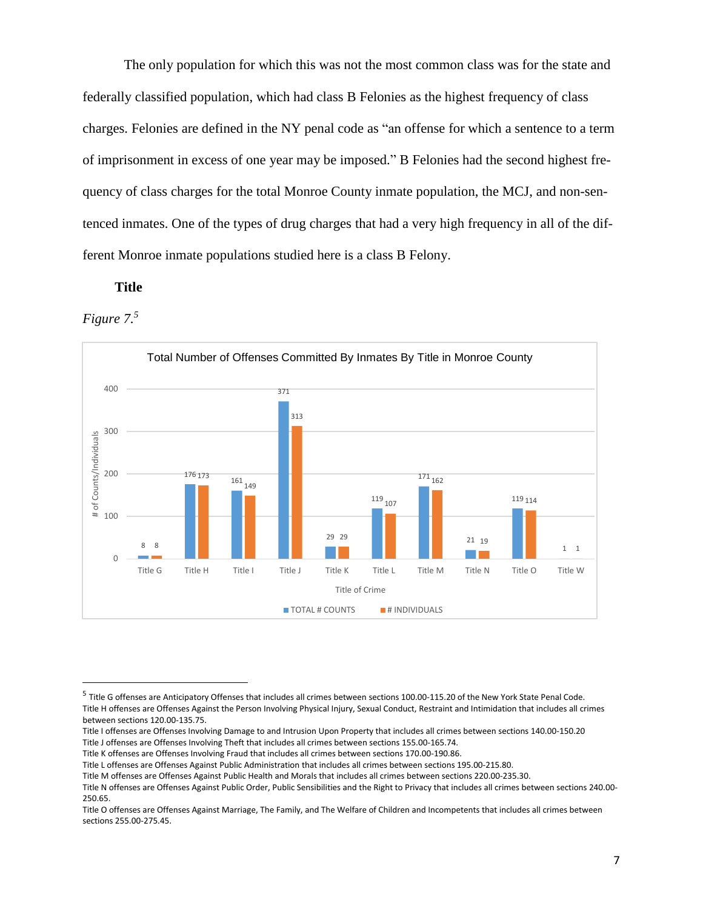The only population for which this was not the most common class was for the state and federally classified population, which had class B Felonies as the highest frequency of class charges. Felonies are defined in the NY penal code as "an offense for which a sentence to a term of imprisonment in excess of one year may be imposed." B Felonies had the second highest frequency of class charges for the total Monroe County inmate population, the MCJ, and non-sentenced inmates. One of the types of drug charges that had a very high frequency in all of the different Monroe inmate populations studied here is a class B Felony.

### Title

*Figure 7.*[5]

**Total Number of Offenses Committed By Inmates By Title in Monroe County**

| Title of Crime | TOTAL # COUNTS | # INDIVIDUALS |
| --- | --- | --- |
| Title G | 8 | 8 |
| Title H | 176 | 173 |
| Title I | 161 | 149 |
| Title J | 371 | 313 |
| Title K | 29 | 29 |
| Title L | 119 | 107 |
| Title M | 171 | 162 |
| Title N | 21 | 19 |
| Title O | 119 | 114 |
| Title W | 1 | 1 |

---

[5] Title G offenses are Anticipatory Offenses that includes all crimes between sections 100.00-115.20 of the New York State Penal Code.
Title H offenses are Offenses Against the Person Involving Physical Injury, Sexual Conduct, Restraint and Intimidation that includes all crimes between sections 120.00-135.75.
Title I offenses are Offenses Involving Damage to and Intrusion Upon Property that includes all crimes between sections 140.00-150.20
Title J offenses are Offenses Involving Theft that includes all crimes between sections 155.00-165.74.
Title K offenses are Offenses Involving Fraud that includes all crimes between sections 170.00-190.86.
Title L offenses are Offenses Against Public Administration that includes all crimes between sections 195.00-215.80.
Title M offenses are Offenses Against Public Health and Morals that includes all crimes between sections 220.00-235.30.
Title N offenses are Offenses Against Public Order, Public Sensibilities and the Right to Privacy that includes all crimes between sections 240.00-250.65.
Title O offenses are Offenses Against Marriage, The Family, and The Welfare of Children and Incompetents that includes all crimes between sections 255.00-275.45.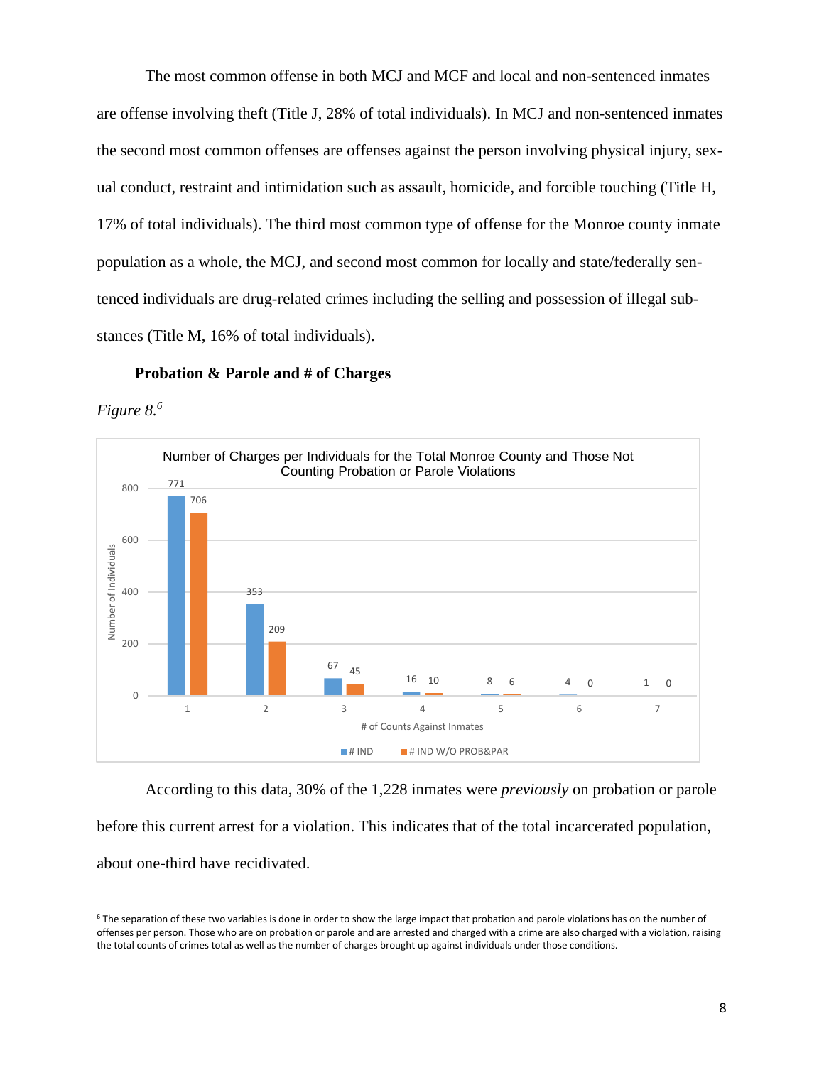The most common offense in both MCJ and MCF and local and non-sentenced inmates are offense involving theft (Title J, 28% of total individuals). In MCJ and non-sentenced inmates the second most common offenses are offenses against the person involving physical injury, sexual conduct, restraint and intimidation such as assault, homicide, and forcible touching (Title H, 17% of total individuals). The third most common type of offense for the Monroe county inmate population as a whole, the MCJ, and second most common for locally and state/federally sentenced individuals are drug-related crimes including the selling and possession of illegal substances (Title M, 16% of total individuals).

**Probation & Parole and # of Charges**

*Figure 8.*[6]

Number of Charges per Individuals for the Total Monroe County and Those Not Counting Probation or Parole Violations

| # of Counts Against Inmates | # IND | # IND W/O PROB&PAR |
|---|---|---|
| 1 | 771 | 706 |
| 2 | 353 | 209 |
| 3 | 67 | 45 |
| 4 | 16 | 10 |
| 5 | 8 | 6 |
| 6 | 4 | 0 |
| 7 | 1 | 0 |

According to this data, 30% of the 1,228 inmates were *previously* on probation or parole before this current arrest for a violation. This indicates that of the total incarcerated population, about one-third have recidivated.

[6] The separation of these two variables is done in order to show the large impact that probation and parole violations has on the number of offenses per person. Those who are on probation or parole and are arrested and charged with a crime are also charged with a violation, raising the total counts of crimes total as well as the number of charges brought up against individuals under those conditions.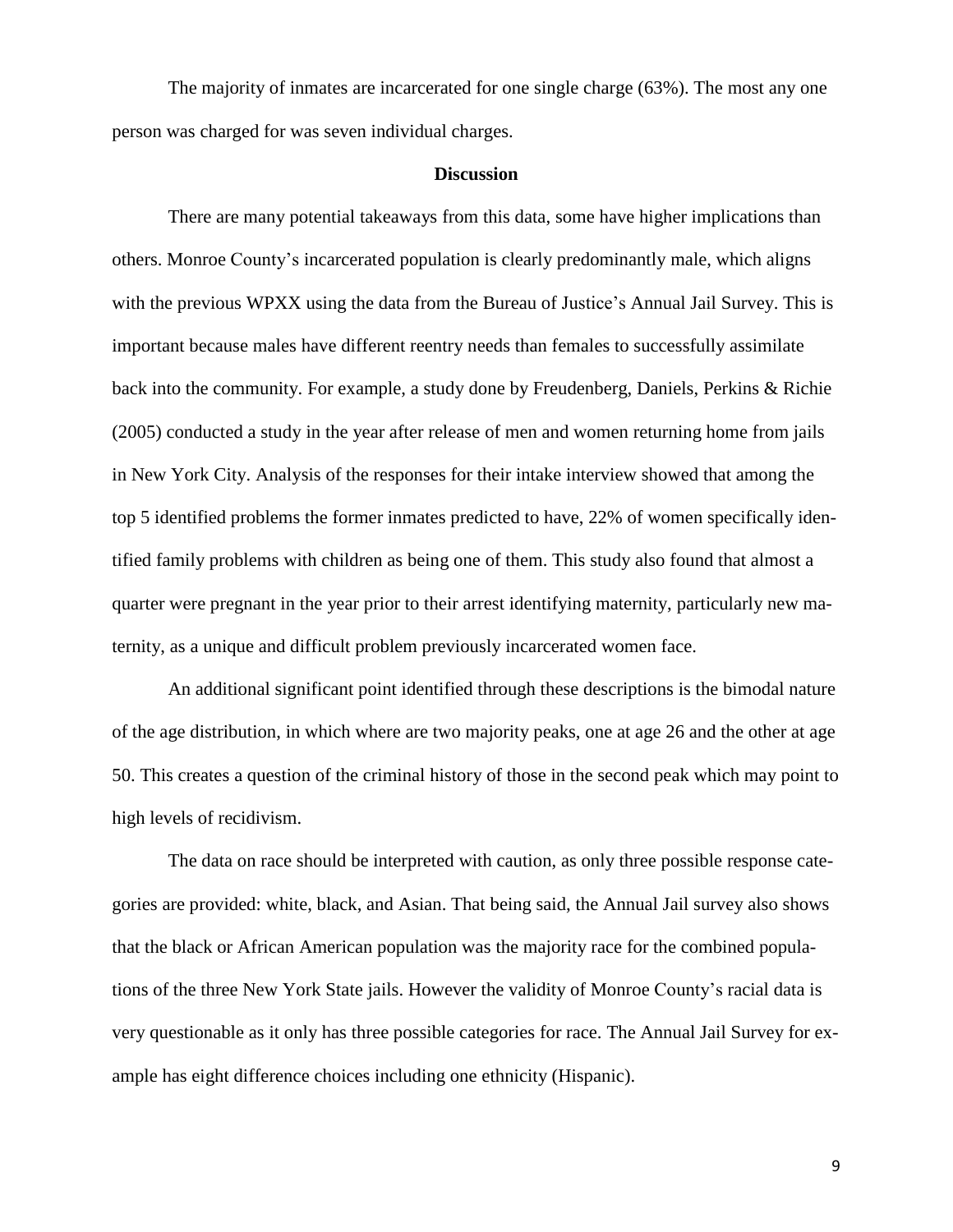The majority of inmates are incarcerated for one single charge (63%). The most any one person was charged for was seven individual charges.

## Discussion

There are many potential takeaways from this data, some have higher implications than others. Monroe County's incarcerated population is clearly predominantly male, which aligns with the previous WPXX using the data from the Bureau of Justice's Annual Jail Survey. This is important because males have different reentry needs than females to successfully assimilate back into the community. For example, a study done by Freudenberg, Daniels, Perkins & Richie (2005) conducted a study in the year after release of men and women returning home from jails in New York City. Analysis of the responses for their intake interview showed that among the top 5 identified problems the former inmates predicted to have, 22% of women specifically identified family problems with children as being one of them. This study also found that almost a quarter were pregnant in the year prior to their arrest identifying maternity, particularly new maternity, as a unique and difficult problem previously incarcerated women face.

An additional significant point identified through these descriptions is the bimodal nature of the age distribution, in which where are two majority peaks, one at age 26 and the other at age 50. This creates a question of the criminal history of those in the second peak which may point to high levels of recidivism.

The data on race should be interpreted with caution, as only three possible response categories are provided: white, black, and Asian. That being said, the Annual Jail survey also shows that the black or African American population was the majority race for the combined populations of the three New York State jails. However the validity of Monroe County's racial data is very questionable as it only has three possible categories for race. The Annual Jail Survey for example has eight difference choices including one ethnicity (Hispanic).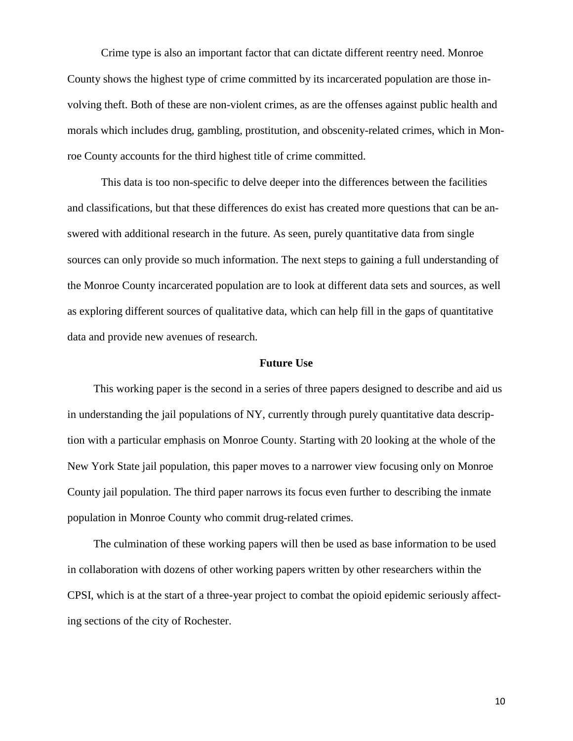Crime type is also an important factor that can dictate different reentry need. Monroe County shows the highest type of crime committed by its incarcerated population are those involving theft. Both of these are non-violent crimes, as are the offenses against public health and morals which includes drug, gambling, prostitution, and obscenity-related crimes, which in Monroe County accounts for the third highest title of crime committed.

This data is too non-specific to delve deeper into the differences between the facilities and classifications, but that these differences do exist has created more questions that can be answered with additional research in the future. As seen, purely quantitative data from single sources can only provide so much information. The next steps to gaining a full understanding of the Monroe County incarcerated population are to look at different data sets and sources, as well as exploring different sources of qualitative data, which can help fill in the gaps of quantitative data and provide new avenues of research.

## Future Use

This working paper is the second in a series of three papers designed to describe and aid us in understanding the jail populations of NY, currently through purely quantitative data description with a particular emphasis on Monroe County. Starting with 20 looking at the whole of the New York State jail population, this paper moves to a narrower view focusing only on Monroe County jail population. The third paper narrows its focus even further to describing the inmate population in Monroe County who commit drug-related crimes.

The culmination of these working papers will then be used as base information to be used in collaboration with dozens of other working papers written by other researchers within the CPSI, which is at the start of a three-year project to combat the opioid epidemic seriously affecting sections of the city of Rochester.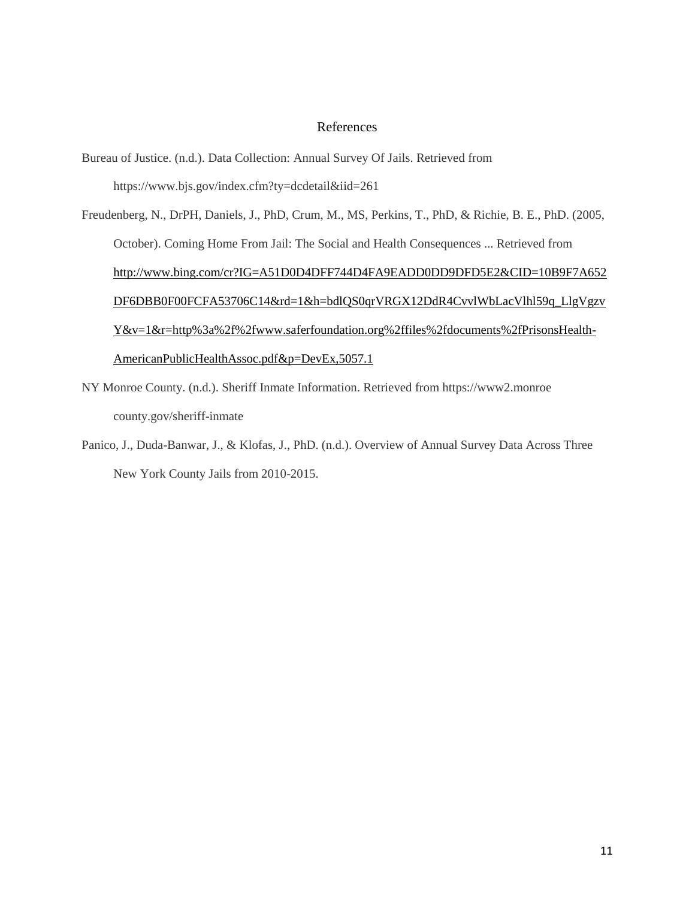# References

Bureau of Justice. (n.d.). Data Collection: Annual Survey Of Jails. Retrieved from https://www.bjs.gov/index.cfm?ty=dcdetail&iid=261

Freudenberg, N., DrPH, Daniels, J., PhD, Crum, M., MS, Perkins, T., PhD, & Richie, B. E., PhD. (2005, October). Coming Home From Jail: The Social and Health Consequences ... Retrieved from http://www.bing.com/cr?IG=A51D0D4DFF744D4FA9EADD0DD9DFD5E2&CID=10B9F7A652DF6DBB0F00FCFA53706C14&rd=1&h=bdlQS0qrVRGX12DdR4CvvlWbLacVlhl59q_LlgVgzvY&v=1&r=http%3a%2f%2fwww.saferfoundation.org%2ffiles%2fdocuments%2fPrisonsHealth-AmericanPublicHealthAssoc.pdf&p=DevEx,5057.1

NY Monroe County. (n.d.). Sheriff Inmate Information. Retrieved from https://www2.monroe county.gov/sheriff-inmate

Panico, J., Duda-Banwar, J., & Klofas, J., PhD. (n.d.). Overview of Annual Survey Data Across Three New York County Jails from 2010-2015.